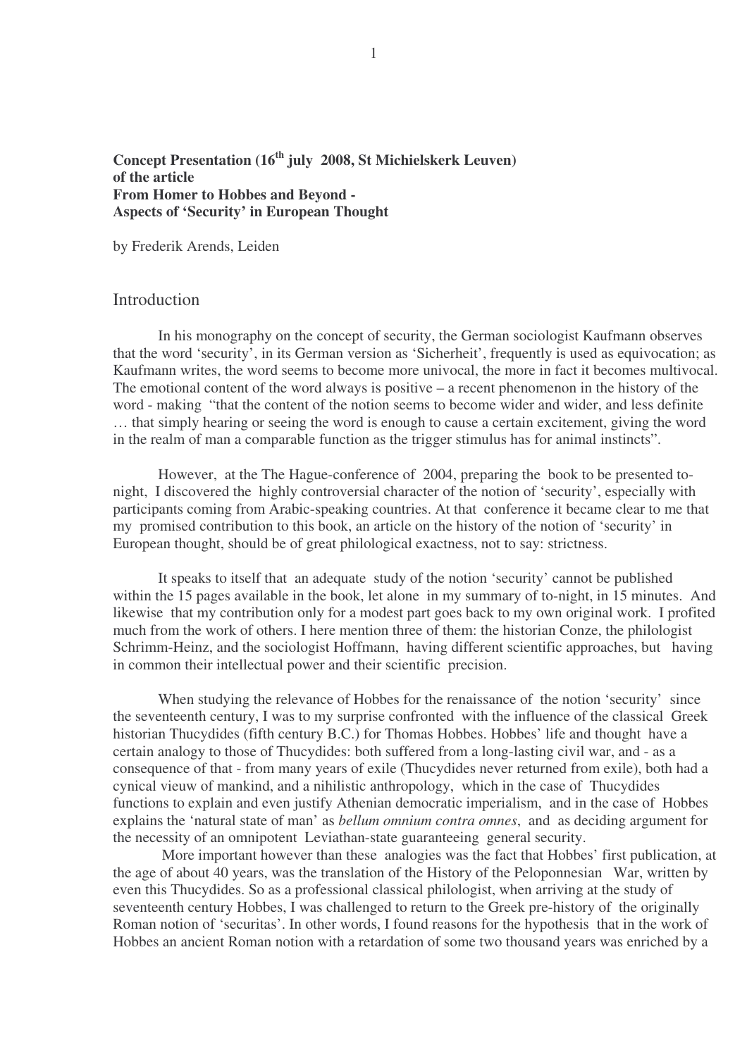**Concept Presentation (16th july 2008, St Michielskerk Leuven)**
**of the article**
**From Homer to Hobbes and Beyond -**
**Aspects of 'Security' in European Thought**

by Frederik Arends, Leiden

## Introduction

In his monography on the concept of security, the German sociologist Kaufmann observes that the word 'security', in its German version as 'Sicherheit', frequently is used as equivocation; as Kaufmann writes, the word seems to become more univocal, the more in fact it becomes multivocal. The emotional content of the word always is positive – a recent phenomenon in the history of the word - making "that the content of the notion seems to become wider and wider, and less definite … that simply hearing or seeing the word is enough to cause a certain excitement, giving the word in the realm of man a comparable function as the trigger stimulus has for animal instincts".

However, at the The Hague-conference of 2004, preparing the book to be presented to-night, I discovered the highly controversial character of the notion of 'security', especially with participants coming from Arabic-speaking countries. At that conference it became clear to me that my promised contribution to this book, an article on the history of the notion of 'security' in European thought, should be of great philological exactness, not to say: strictness.

It speaks to itself that an adequate study of the notion 'security' cannot be published within the 15 pages available in the book, let alone in my summary of to-night, in 15 minutes. And likewise that my contribution only for a modest part goes back to my own original work. I profited much from the work of others. I here mention three of them: the historian Conze, the philologist Schrimm-Heinz, and the sociologist Hoffmann, having different scientific approaches, but having in common their intellectual power and their scientific precision.

When studying the relevance of Hobbes for the renaissance of the notion 'security' since the seventeenth century, I was to my surprise confronted with the influence of the classical Greek historian Thucydides (fifth century B.C.) for Thomas Hobbes. Hobbes' life and thought have a certain analogy to those of Thucydides: both suffered from a long-lasting civil war, and - as a consequence of that - from many years of exile (Thucydides never returned from exile), both had a cynical vieuw of mankind, and a nihilistic anthropology, which in the case of Thucydides functions to explain and even justify Athenian democratic imperialism, and in the case of Hobbes explains the 'natural state of man' as *bellum omnium contra omnes*, and as deciding argument for the necessity of an omnipotent Leviathan-state guaranteeing general security.

More important however than these analogies was the fact that Hobbes' first publication, at the age of about 40 years, was the translation of the History of the Peloponnesian War, written by even this Thucydides. So as a professional classical philologist, when arriving at the study of seventeenth century Hobbes, I was challenged to return to the Greek pre-history of the originally Roman notion of 'securitas'. In other words, I found reasons for the hypothesis that in the work of Hobbes an ancient Roman notion with a retardation of some two thousand years was enriched by a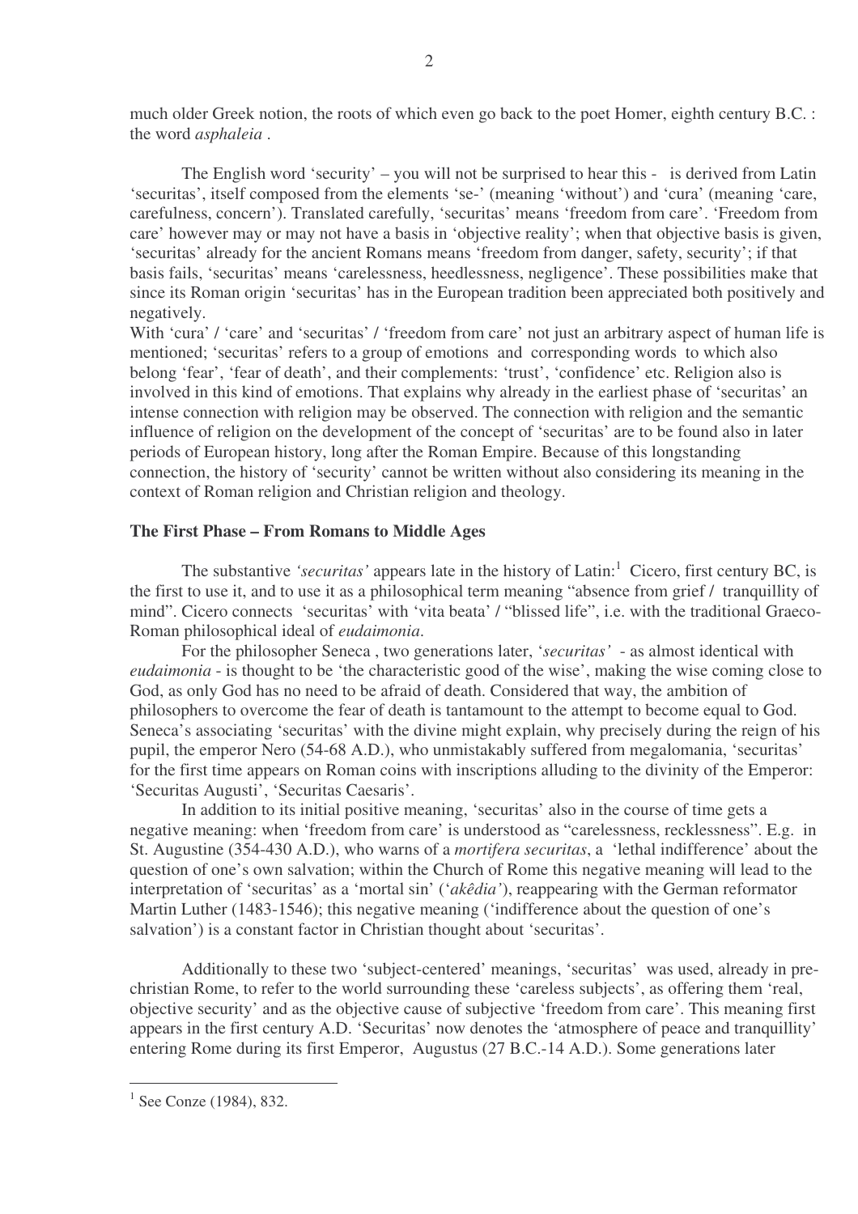much older Greek notion, the roots of which even go back to the poet Homer, eighth century B.C. : the word *asphaleia* .

The English word 'security' – you will not be surprised to hear this - is derived from Latin 'securitas', itself composed from the elements 'se-' (meaning 'without') and 'cura' (meaning 'care, carefulness, concern'). Translated carefully, 'securitas' means 'freedom from care'. 'Freedom from care' however may or may not have a basis in 'objective reality'; when that objective basis is given, 'securitas' already for the ancient Romans means 'freedom from danger, safety, security'; if that basis fails, 'securitas' means 'carelessness, heedlessness, negligence'. These possibilities make that since its Roman origin 'securitas' has in the European tradition been appreciated both positively and negatively.

With 'cura' / 'care' and 'securitas' / 'freedom from care' not just an arbitrary aspect of human life is mentioned; 'securitas' refers to a group of emotions and corresponding words to which also belong 'fear', 'fear of death', and their complements: 'trust', 'confidence' etc. Religion also is involved in this kind of emotions. That explains why already in the earliest phase of 'securitas' an intense connection with religion may be observed. The connection with religion and the semantic influence of religion on the development of the concept of 'securitas' are to be found also in later periods of European history, long after the Roman Empire. Because of this longstanding connection, the history of 'security' cannot be written without also considering its meaning in the context of Roman religion and Christian religion and theology.

**The First Phase – From Romans to Middle Ages**

The substantive *'securitas'* appears late in the history of Latin:[1] Cicero, first century BC, is the first to use it, and to use it as a philosophical term meaning "absence from grief / tranquillity of mind". Cicero connects 'securitas' with 'vita beata' / "blissed life", i.e. with the traditional Graeco-Roman philosophical ideal of *eudaimonia*.

For the philosopher Seneca , two generations later, '*securitas'* - as almost identical with *eudaimonia* - is thought to be 'the characteristic good of the wise', making the wise coming close to God, as only God has no need to be afraid of death. Considered that way, the ambition of philosophers to overcome the fear of death is tantamount to the attempt to become equal to God. Seneca's associating 'securitas' with the divine might explain, why precisely during the reign of his pupil, the emperor Nero (54-68 A.D.), who unmistakably suffered from megalomania, 'securitas' for the first time appears on Roman coins with inscriptions alluding to the divinity of the Emperor: 'Securitas Augusti', 'Securitas Caesaris'.

In addition to its initial positive meaning, 'securitas' also in the course of time gets a negative meaning: when 'freedom from care' is understood as "carelessness, recklessness". E.g. in St. Augustine (354-430 A.D.), who warns of a *mortifera securitas*, a 'lethal indifference' about the question of one's own salvation; within the Church of Rome this negative meaning will lead to the interpretation of 'securitas' as a 'mortal sin' ('*akêdia'*), reappearing with the German reformator Martin Luther (1483-1546); this negative meaning ('indifference about the question of one's salvation') is a constant factor in Christian thought about 'securitas'.

Additionally to these two 'subject-centered' meanings, 'securitas' was used, already in pre-christian Rome, to refer to the world surrounding these 'careless subjects', as offering them 'real, objective security' and as the objective cause of subjective 'freedom from care'. This meaning first appears in the first century A.D. 'Securitas' now denotes the 'atmosphere of peace and tranquillity' entering Rome during its first Emperor, Augustus (27 B.C.-14 A.D.). Some generations later

[1] See Conze (1984), 832.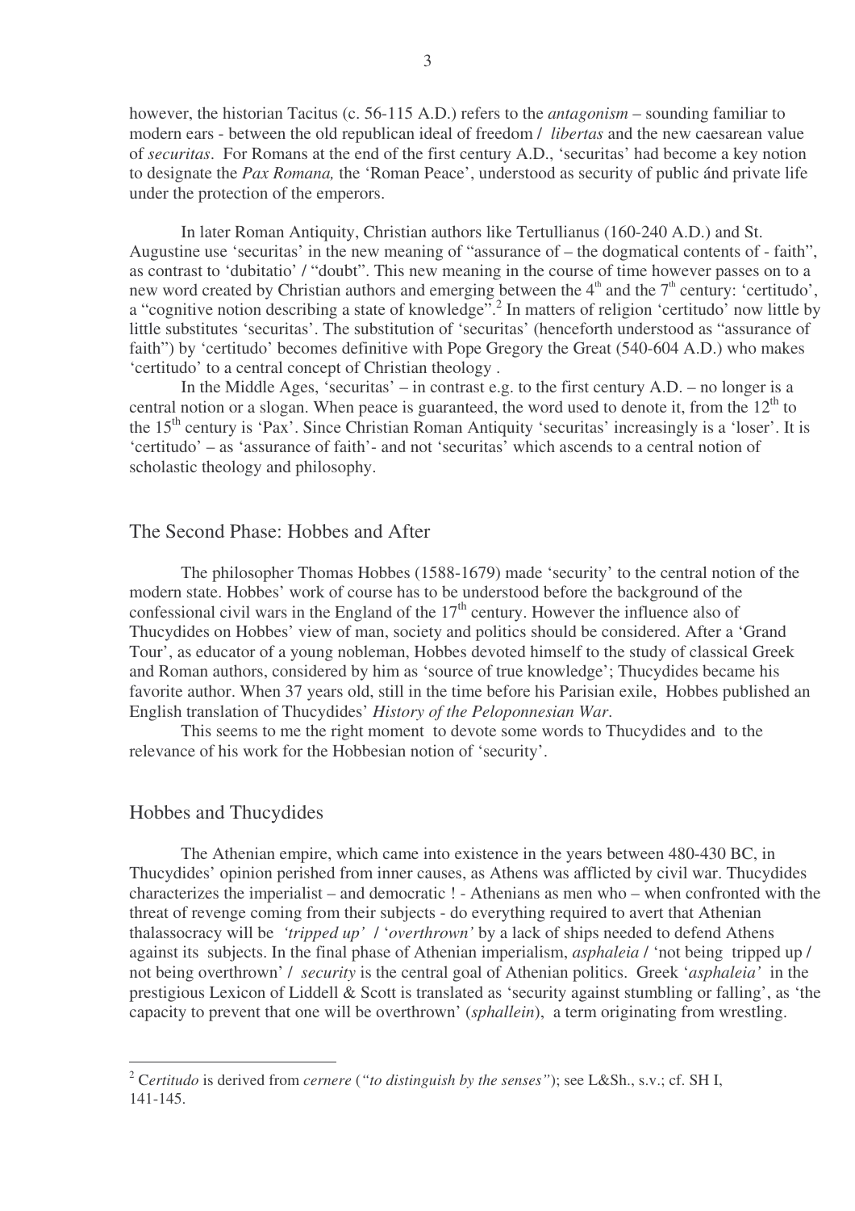however, the historian Tacitus (c. 56-115 A.D.) refers to the *antagonism* – sounding familiar to modern ears - between the old republican ideal of freedom / *libertas* and the new caesarean value of *securitas*. For Romans at the end of the first century A.D., 'securitas' had become a key notion to designate the *Pax Romana,* the 'Roman Peace', understood as security of public ánd private life under the protection of the emperors.

In later Roman Antiquity, Christian authors like Tertullianus (160-240 A.D.) and St. Augustine use 'securitas' in the new meaning of "assurance of – the dogmatical contents of - faith", as contrast to 'dubitatio' / "doubt". This new meaning in the course of time however passes on to a new word created by Christian authors and emerging between the 4th and the 7th century: 'certitudo', a "cognitive notion describing a state of knowledge".[2] In matters of religion 'certitudo' now little by little substitutes 'securitas'. The substitution of 'securitas' (henceforth understood as "assurance of faith") by 'certitudo' becomes definitive with Pope Gregory the Great (540-604 A.D.) who makes 'certitudo' to a central concept of Christian theology .

In the Middle Ages, 'securitas' – in contrast e.g. to the first century A.D. – no longer is a central notion or a slogan. When peace is guaranteed, the word used to denote it, from the 12th to the 15th century is 'Pax'. Since Christian Roman Antiquity 'securitas' increasingly is a 'loser'. It is 'certitudo' – as 'assurance of faith'- and not 'securitas' which ascends to a central notion of scholastic theology and philosophy.

## The Second Phase: Hobbes and After

The philosopher Thomas Hobbes (1588-1679) made 'security' to the central notion of the modern state. Hobbes' work of course has to be understood before the background of the confessional civil wars in the England of the 17th century. However the influence also of Thucydides on Hobbes' view of man, society and politics should be considered. After a 'Grand Tour', as educator of a young nobleman, Hobbes devoted himself to the study of classical Greek and Roman authors, considered by him as 'source of true knowledge'; Thucydides became his favorite author. When 37 years old, still in the time before his Parisian exile, Hobbes published an English translation of Thucydides' *History of the Peloponnesian War*.

This seems to me the right moment to devote some words to Thucydides and to the relevance of his work for the Hobbesian notion of 'security'.

## Hobbes and Thucydides

The Athenian empire, which came into existence in the years between 480-430 BC, in Thucydides' opinion perished from inner causes, as Athens was afflicted by civil war. Thucydides characterizes the imperialist – and democratic ! - Athenians as men who – when confronted with the threat of revenge coming from their subjects - do everything required to avert that Athenian thalassocracy will be *'tripped up'* / '*overthrown'* by a lack of ships needed to defend Athens against its subjects. In the final phase of Athenian imperialism, *asphaleia* / 'not being tripped up / not being overthrown' / *security* is the central goal of Athenian politics. Greek '*asphaleia'* in the prestigious Lexicon of Liddell & Scott is translated as 'security against stumbling or falling', as 'the capacity to prevent that one will be overthrown' (*sphallein*), a term originating from wrestling.

---

[2] C*ertitudo* is derived from *cernere* (*"to distinguish by the senses"*); see L&Sh., s.v.; cf. SH I, 141-145.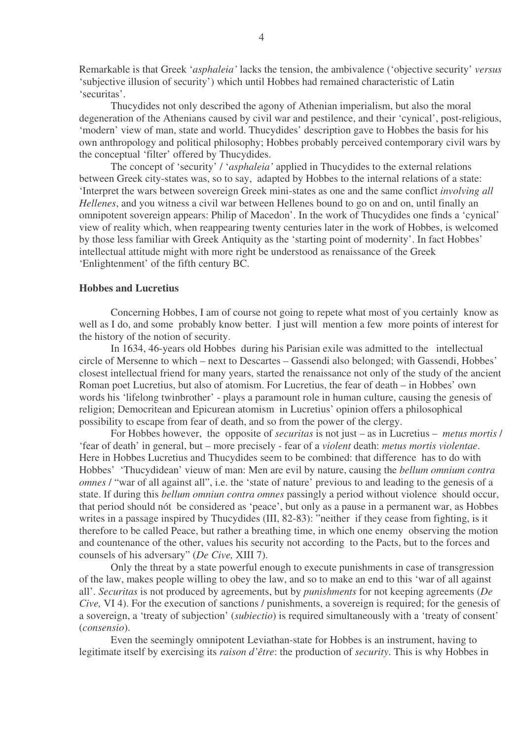Remarkable is that Greek '*asphaleia'* lacks the tension, the ambivalence ('objective security' *versus* 'subjective illusion of security') which until Hobbes had remained characteristic of Latin 'securitas'.

Thucydides not only described the agony of Athenian imperialism, but also the moral degeneration of the Athenians caused by civil war and pestilence, and their 'cynical', post-religious, 'modern' view of man, state and world. Thucydides' description gave to Hobbes the basis for his own anthropology and political philosophy; Hobbes probably perceived contemporary civil wars by the conceptual 'filter' offered by Thucydides.

The concept of 'security' / '*asphaleia'* applied in Thucydides to the external relations between Greek city-states was, so to say, adapted by Hobbes to the internal relations of a state: 'Interpret the wars between sovereign Greek mini-states as one and the same conflict *involving all Hellenes*, and you witness a civil war between Hellenes bound to go on and on, until finally an omnipotent sovereign appears: Philip of Macedon'. In the work of Thucydides one finds a 'cynical' view of reality which, when reappearing twenty centuries later in the work of Hobbes, is welcomed by those less familiar with Greek Antiquity as the 'starting point of modernity'. In fact Hobbes' intellectual attitude might with more right be understood as renaissance of the Greek 'Enlightenment' of the fifth century BC.

**Hobbes and Lucretius**

Concerning Hobbes, I am of course not going to repete what most of you certainly know as well as I do, and some probably know better. I just will mention a few more points of interest for the history of the notion of security.

In 1634, 46-years old Hobbes during his Parisian exile was admitted to the intellectual circle of Mersenne to which – next to Descartes – Gassendi also belonged; with Gassendi, Hobbes' closest intellectual friend for many years, started the renaissance not only of the study of the ancient Roman poet Lucretius, but also of atomism. For Lucretius, the fear of death – in Hobbes' own words his 'lifelong twinbrother' - plays a paramount role in human culture, causing the genesis of religion; Democritean and Epicurean atomism in Lucretius' opinion offers a philosophical possibility to escape from fear of death, and so from the power of the clergy.

For Hobbes however, the opposite of *securitas* is not just – as in Lucretius – *metus mortis* / 'fear of death' in general, but – more precisely - fear of a *violent* death: *metus mortis violentae*. Here in Hobbes Lucretius and Thucydides seem to be combined: that difference has to do with Hobbes' 'Thucydidean' vieuw of man: Men are evil by nature, causing the *bellum omnium contra omnes* / "war of all against all", i.e. the 'state of nature' previous to and leading to the genesis of a state. If during this *bellum omniun contra omnes* passingly a period without violence should occur, that period should nót be considered as 'peace', but only as a pause in a permanent war, as Hobbes writes in a passage inspired by Thucydides (III, 82-83): "neither if they cease from fighting, is it therefore to be called Peace, but rather a breathing time, in which one enemy observing the motion and countenance of the other, values his security not according to the Pacts, but to the forces and counsels of his adversary" (*De Cive,* XIII 7).

Only the threat by a state powerful enough to execute punishments in case of transgression of the law, makes people willing to obey the law, and so to make an end to this 'war of all against all'. *Securitas* is not produced by agreements, but by *punishments* for not keeping agreements (*De Cive,* VI 4). For the execution of sanctions / punishments, a sovereign is required; for the genesis of a sovereign, a 'treaty of subjection' (*subiectio*) is required simultaneously with a 'treaty of consent' (*consensio*).

Even the seemingly omnipotent Leviathan-state for Hobbes is an instrument, having to legitimate itself by exercising its *raison d'être*: the production of *security*. This is why Hobbes in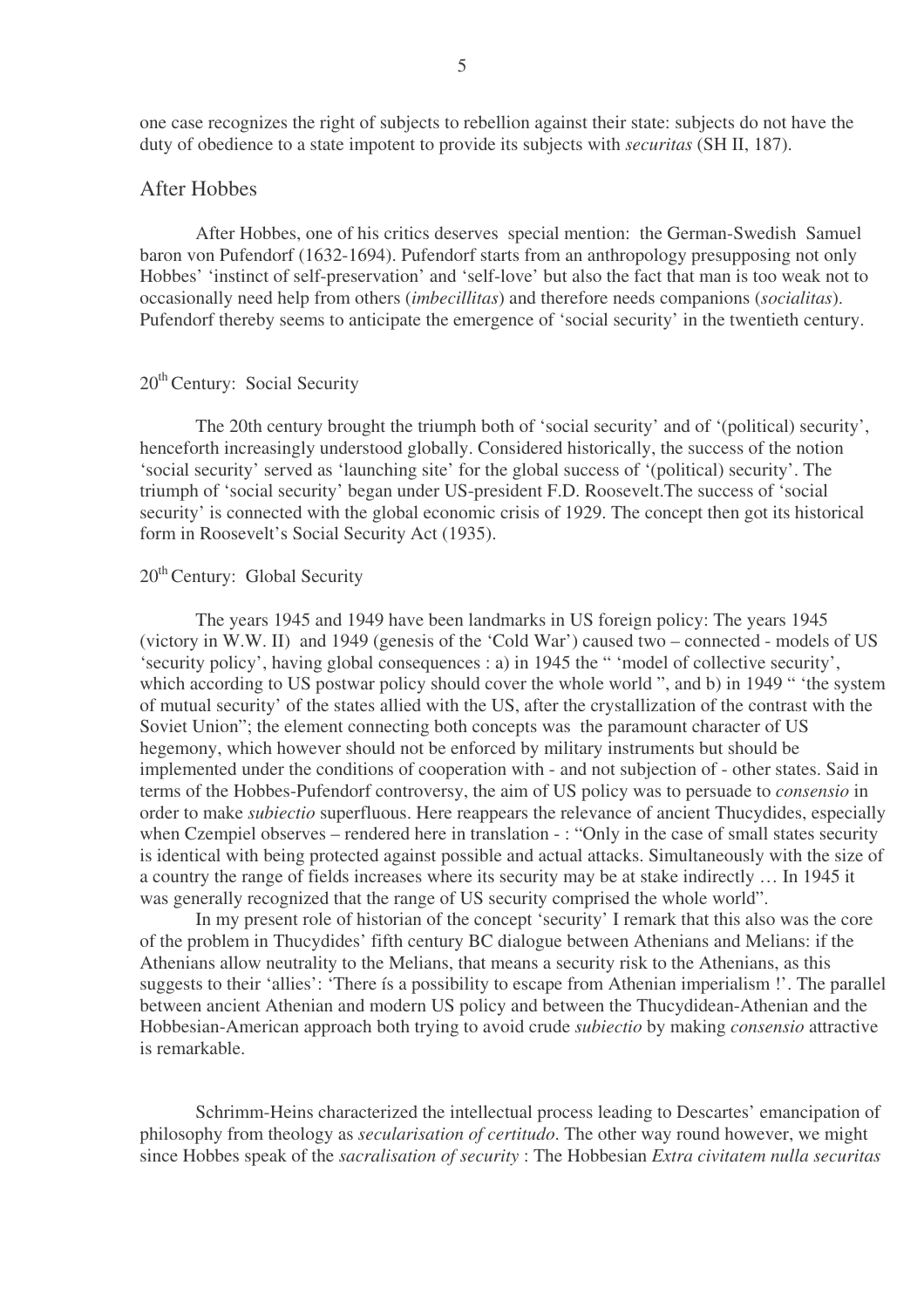one case recognizes the right of subjects to rebellion against their state: subjects do not have the duty of obedience to a state impotent to provide its subjects with *securitas* (SH II, 187).

## After Hobbes

After Hobbes, one of his critics deserves special mention: the German-Swedish Samuel baron von Pufendorf (1632-1694). Pufendorf starts from an anthropology presupposing not only Hobbes' 'instinct of self-preservation' and 'self-love' but also the fact that man is too weak not to occasionally need help from others (*imbecillitas*) and therefore needs companions (*socialitas*). Pufendorf thereby seems to anticipate the emergence of 'social security' in the twentieth century.

## 20th Century: Social Security

The 20th century brought the triumph both of 'social security' and of '(political) security', henceforth increasingly understood globally. Considered historically, the success of the notion 'social security' served as 'launching site' for the global success of '(political) security'. The triumph of 'social security' began under US-president F.D. Roosevelt.The success of 'social security' is connected with the global economic crisis of 1929. The concept then got its historical form in Roosevelt's Social Security Act (1935).

## 20th Century: Global Security

The years 1945 and 1949 have been landmarks in US foreign policy: The years 1945 (victory in W.W. II) and 1949 (genesis of the 'Cold War') caused two – connected - models of US 'security policy', having global consequences : a) in 1945 the " 'model of collective security', which according to US postwar policy should cover the whole world ", and b) in 1949 " 'the system of mutual security' of the states allied with the US, after the crystallization of the contrast with the Soviet Union"; the element connecting both concepts was the paramount character of US hegemony, which however should not be enforced by military instruments but should be implemented under the conditions of cooperation with - and not subjection of - other states. Said in terms of the Hobbes-Pufendorf controversy, the aim of US policy was to persuade to *consensio* in order to make *subiectio* superfluous. Here reappears the relevance of ancient Thucydides, especially when Czempiel observes – rendered here in translation - : "Only in the case of small states security is identical with being protected against possible and actual attacks. Simultaneously with the size of a country the range of fields increases where its security may be at stake indirectly … In 1945 it was generally recognized that the range of US security comprised the whole world".

In my present role of historian of the concept 'security' I remark that this also was the core of the problem in Thucydides' fifth century BC dialogue between Athenians and Melians: if the Athenians allow neutrality to the Melians, that means a security risk to the Athenians, as this suggests to their 'allies': 'There ís a possibility to escape from Athenian imperialism !'. The parallel between ancient Athenian and modern US policy and between the Thucydidean-Athenian and the Hobbesian-American approach both trying to avoid crude *subiectio* by making *consensio* attractive is remarkable.

Schrimm-Heins characterized the intellectual process leading to Descartes' emancipation of philosophy from theology as *secularisation of certitudo*. The other way round however, we might since Hobbes speak of the *sacralisation of security* : The Hobbesian *Extra civitatem nulla securitas*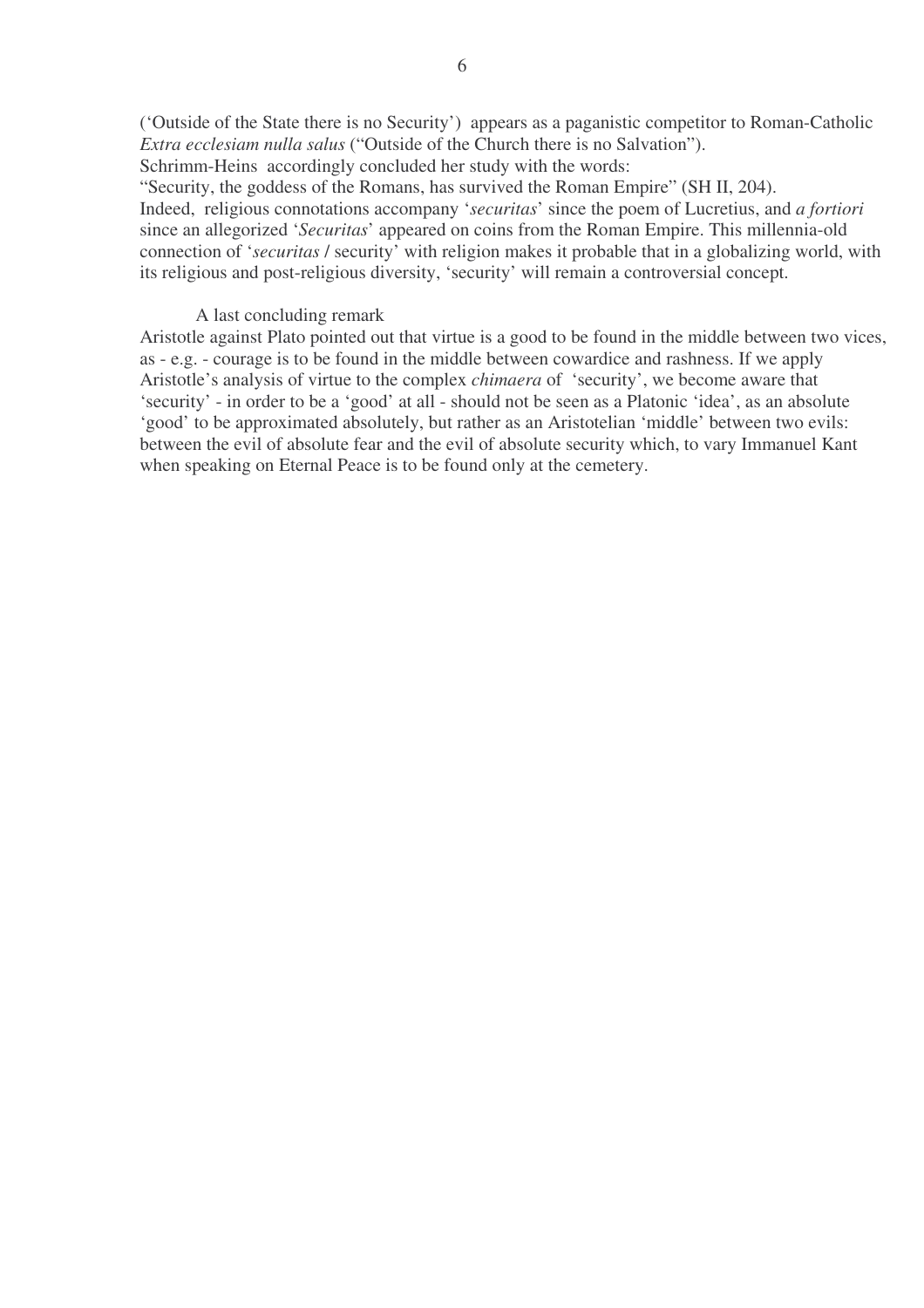('Outside of the State there is no Security') appears as a paganistic competitor to Roman-Catholic *Extra ecclesiam nulla salus* ("Outside of the Church there is no Salvation").
Schrimm-Heins accordingly concluded her study with the words:
"Security, the goddess of the Romans, has survived the Roman Empire" (SH II, 204).
Indeed, religious connotations accompany '*securitas*' since the poem of Lucretius, and *a fortiori* since an allegorized '*Securitas*' appeared on coins from the Roman Empire. This millennia-old connection of '*securitas* / security' with religion makes it probable that in a globalizing world, with its religious and post-religious diversity, 'security' will remain a controversial concept.

A last concluding remark

Aristotle against Plato pointed out that virtue is a good to be found in the middle between two vices, as - e.g. - courage is to be found in the middle between cowardice and rashness. If we apply Aristotle's analysis of virtue to the complex *chimaera* of 'security', we become aware that 'security' - in order to be a 'good' at all - should not be seen as a Platonic 'idea', as an absolute 'good' to be approximated absolutely, but rather as an Aristotelian 'middle' between two evils: between the evil of absolute fear and the evil of absolute security which, to vary Immanuel Kant when speaking on Eternal Peace is to be found only at the cemetery.